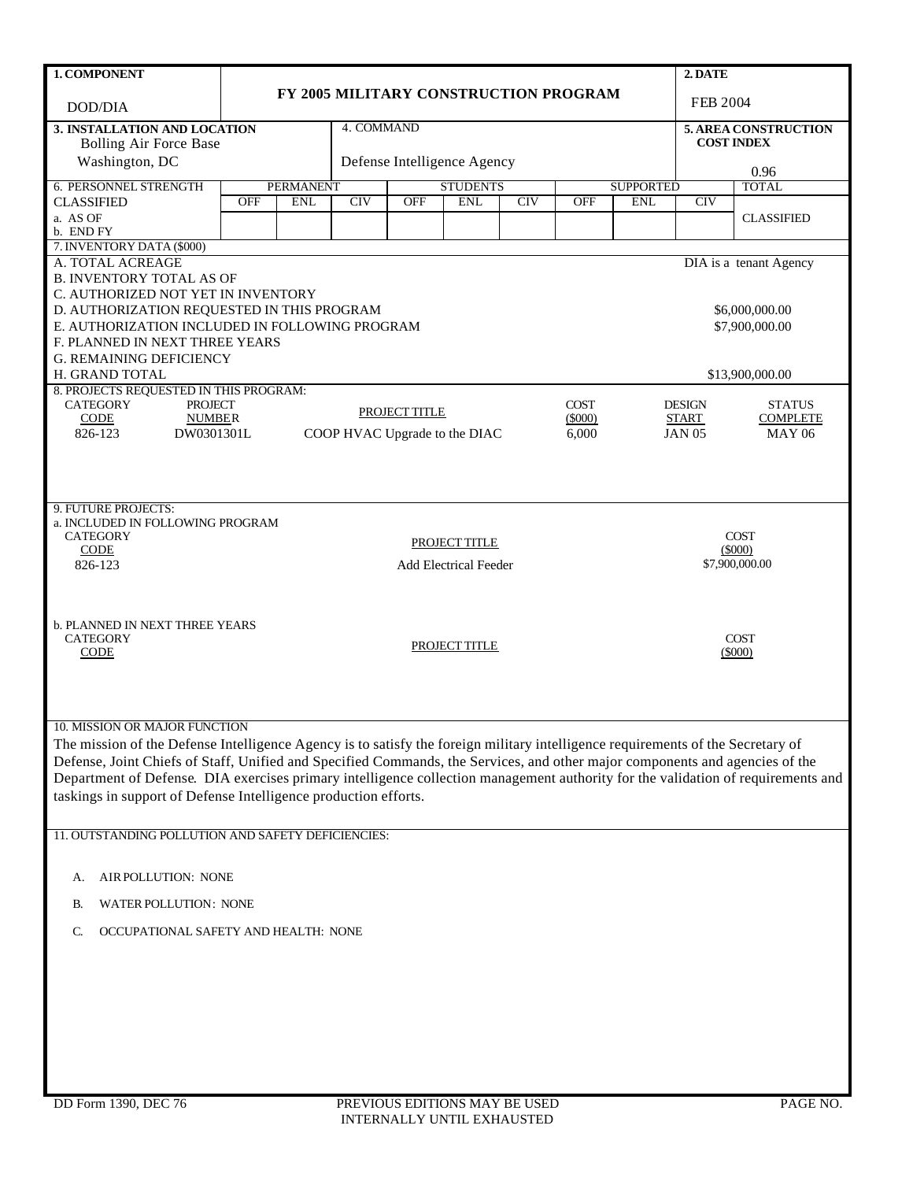| 1. COMPONENT | FY 2005 MILITARY CONSTRUCTION PROGRAM | 2. DATE |
|---|---|---|
| DOD/DIA | | FEB 2004 |

| 3. INSTALLATION AND LOCATION | 4. COMMAND | 5. AREA CONSTRUCTION COST INDEX |
|---|---|---|
| Bolling Air Force Base Washington, DC | Defense Intelligence Agency | 0.96 |

| 6. PERSONNEL STRENGTH | PERMANENT | | | STUDENTS | | | SUPPORTED | | | TOTAL |
|---|---|---|---|---|---|---|---|---|---|---|
| CLASSIFIED | OFF | ENL | CIV | OFF | ENL | CIV | OFF | ENL | CIV | |
| a. AS OF | | | | | | | | | | CLASSIFIED |
| b. END FY | | | | | | | | | | |

7. INVENTORY DATA ($000)

| | |
|---|---|
| A. TOTAL ACREAGE | DIA is a tenant Agency |
| B. INVENTORY TOTAL AS OF | |
| C. AUTHORIZED NOT YET IN INVENTORY | |
| D. AUTHORIZATION REQUESTED IN THIS PROGRAM | $6,000,000.00 |
| E. AUTHORIZATION INCLUDED IN FOLLOWING PROGRAM | $7,900,000.00 |
| F. PLANNED IN NEXT THREE YEARS | |
| G. REMAINING DEFICIENCY | |
| H. GRAND TOTAL | $13,900,000.00 |

8. PROJECTS REQUESTED IN THIS PROGRAM:

| CATEGORY CODE | PROJECT NUMBER | PROJECT TITLE | COST ($000) | DESIGN START | STATUS COMPLETE |
|---|---|---|---|---|---|
| 826-123 | DW0301301L | COOP HVAC Upgrade to the DIAC | 6,000 | JAN 05 | MAY 06 |

9. FUTURE PROJECTS:

a. INCLUDED IN FOLLOWING PROGRAM

| CATEGORY CODE | PROJECT TITLE | COST ($000) |
|---|---|---|
| 826-123 | Add Electrical Feeder | $7,900,000.00 |

b. PLANNED IN NEXT THREE YEARS

| CATEGORY CODE | PROJECT TITLE | COST ($000) |
|---|---|---|

10. MISSION OR MAJOR FUNCTION

The mission of the Defense Intelligence Agency is to satisfy the foreign military intelligence requirements of the Secretary of Defense, Joint Chiefs of Staff, Unified and Specified Commands, the Services, and other major components and agencies of the Department of Defense. DIA exercises primary intelligence collection management authority for the validation of requirements and taskings in support of Defense Intelligence production efforts.

11. OUTSTANDING POLLUTION AND SAFETY DEFICIENCIES:

A. AIR POLLUTION: NONE

B. WATER POLLUTION: NONE

C. OCCUPATIONAL SAFETY AND HEALTH: NONE

DD Form 1390, DEC 76 PREVIOUS EDITIONS MAY BE USED INTERNALLY UNTIL EXHAUSTED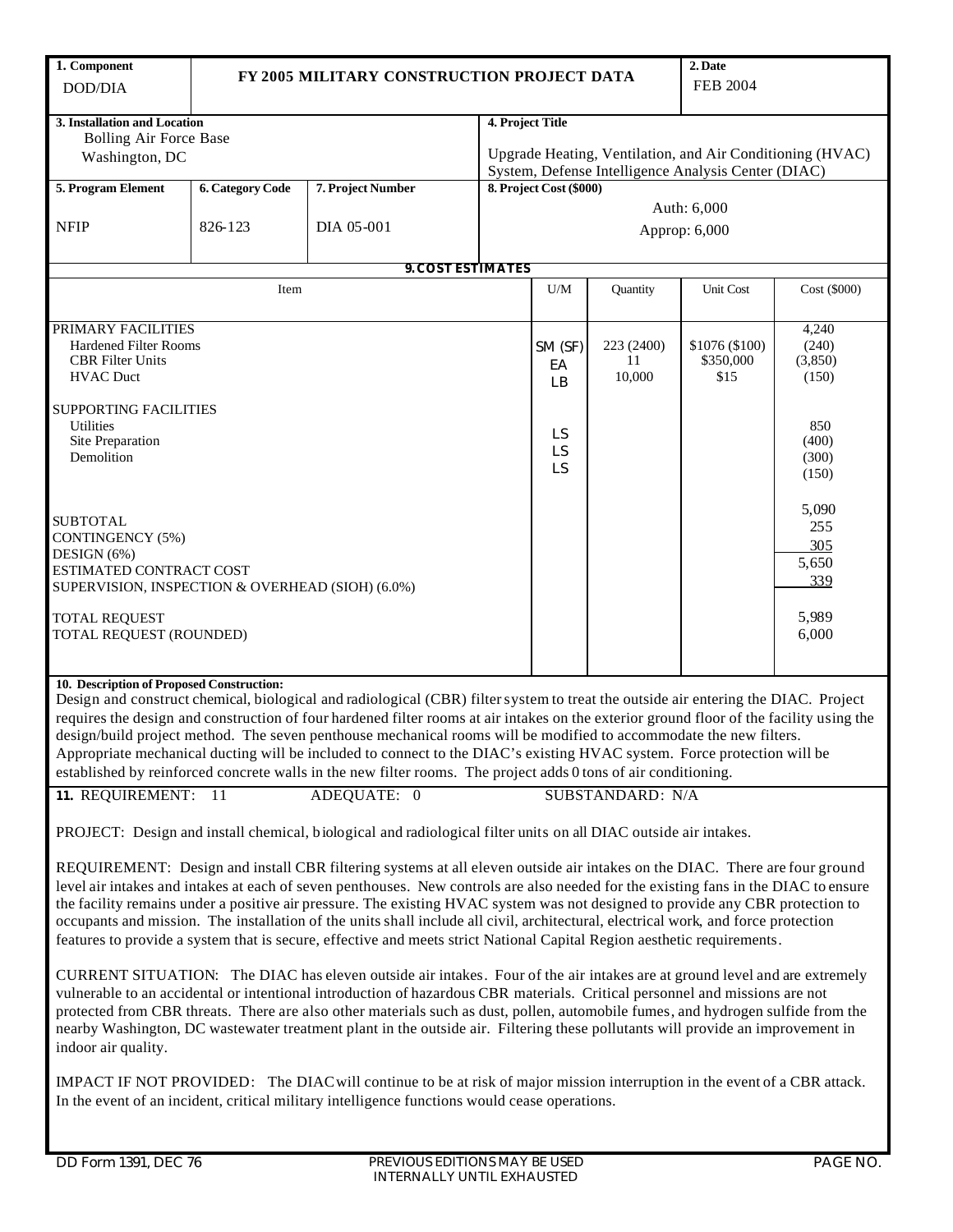| 1. Component | FY 2005 MILITARY CONSTRUCTION PROJECT DATA | | 2. Date |
|---|---|---|---|
| DOD/DIA | | | FEB 2004 |

| 3. Installation and Location | | | 4. Project Title |
|---|---|---|---|
| Bolling Air Force Base<br>Washington, DC | | | Upgrade Heating, Ventilation, and Air Conditioning (HVAC) System, Defense Intelligence Analysis Center (DIAC) |
| **5. Program Element** | **6. Category Code** | **7. Project Number** | **8. Project Cost ($000)** |
| NFIP | 826-123 | DIA 05-001 | Auth: 6,000<br>Approp: 6,000 |

**9. COST ESTIMATES**

| Item | U/M | Quantity | Unit Cost | Cost ($000) |
|---|---|---|---|---|
| PRIMARY FACILITIES | | | | 4,240 |
| Hardened Filter Rooms | SM (SF) | 223 (2400) | $1076 ($100) | (240) |
| CBR Filter Units | EA | 11 | $350,000 | (3,850) |
| HVAC Duct | LB | 10,000 | $15 | (150) |
| SUPPORTING FACILITIES | | | | 850 |
| Utilities | LS | | | (400) |
| Site Preparation | LS | | | (300) |
| Demolition | LS | | | (150) |
| SUBTOTAL | | | | 5,090 |
| CONTINGENCY (5%) | | | | 255 |
| DESIGN (6%) | | | | 305 |
| ESTIMATED CONTRACT COST | | | | 5,650 |
| SUPERVISION, INSPECTION & OVERHEAD (SIOH) (6.0%) | | | | 339 |
| TOTAL REQUEST | | | | 5,989 |
| TOTAL REQUEST (ROUNDED) | | | | 6,000 |

**10. Description of Proposed Construction:**
Design and construct chemical, biological and radiological (CBR) filter system to treat the outside air entering the DIAC. Project requires the design and construction of four hardened filter rooms at air intakes on the exterior ground floor of the facility using the design/build project method. The seven penthouse mechanical rooms will be modified to accommodate the new filters. Appropriate mechanical ducting will be included to connect to the DIAC's existing HVAC system. Force protection will be established by reinforced concrete walls in the new filter rooms. The project adds 0 tons of air conditioning.

**11. REQUIREMENT:** 11 ADEQUATE: 0 SUBSTANDARD: N/A

PROJECT: Design and install chemical, biological and radiological filter units on all DIAC outside air intakes.

REQUIREMENT: Design and install CBR filtering systems at all eleven outside air intakes on the DIAC. There are four ground level air intakes and intakes at each of seven penthouses. New controls are also needed for the existing fans in the DIAC to ensure the facility remains under a positive air pressure. The existing HVAC system was not designed to provide any CBR protection to occupants and mission. The installation of the units shall include all civil, architectural, electrical work, and force protection features to provide a system that is secure, effective and meets strict National Capital Region aesthetic requirements.

CURRENT SITUATION: The DIAC has eleven outside air intakes. Four of the air intakes are at ground level and are extremely vulnerable to an accidental or intentional introduction of hazardous CBR materials. Critical personnel and missions are not protected from CBR threats. There are also other materials such as dust, pollen, automobile fumes, and hydrogen sulfide from the nearby Washington, DC wastewater treatment plant in the outside air. Filtering these pollutants will provide an improvement in indoor air quality.

IMPACT IF NOT PROVIDED: The DIAC will continue to be at risk of major mission interruption in the event of a CBR attack. In the event of an incident, critical military intelligence functions would cease operations.

DD Form 1391, DEC 76 PREVIOUS EDITIONS MAY BE USED INTERNALLY UNTIL EXHAUSTED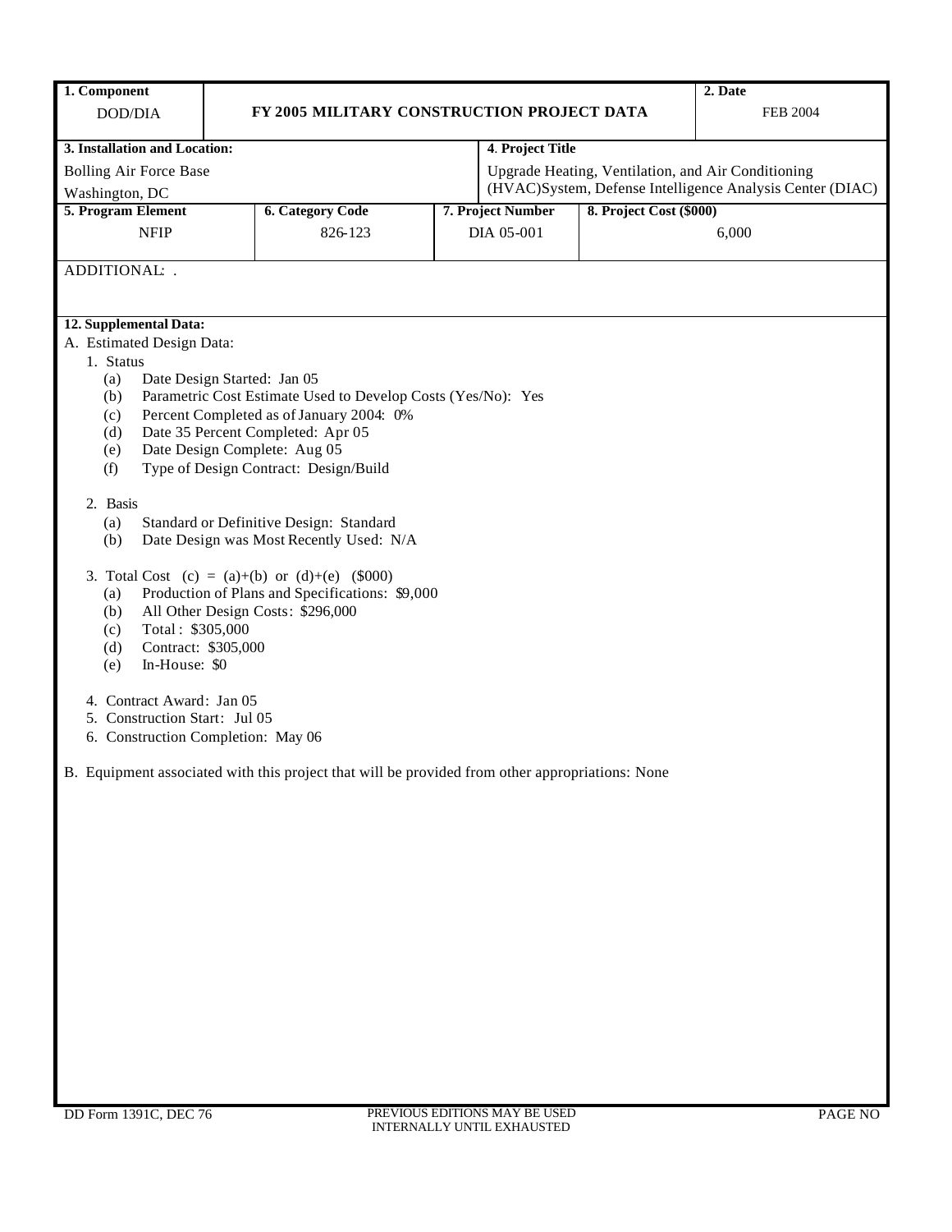| 1. Component | | 2. Date |
|---|---|---|
| DOD/DIA | **FY 2005 MILITARY CONSTRUCTION PROJECT DATA** | FEB 2004 |

| 3. Installation and Location: | 4. Project Title |
|---|---|
| Bolling Air Force Base<br>Washington, DC | Upgrade Heating, Ventilation, and Air Conditioning (HVAC)System, Defense Intelligence Analysis Center (DIAC) |

| 5. Program Element | 6. Category Code | 7. Project Number | 8. Project Cost ($000) |
|---|---|---|---|
| NFIP | 826-123 | DIA 05-001 | 6,000 |

ADDITIONAL: .

**12. Supplemental Data:**

A. Estimated Design Data:

1. Status
   - (a) Date Design Started: Jan 05
   - (b) Parametric Cost Estimate Used to Develop Costs (Yes/No): Yes
   - (c) Percent Completed as of January 2004: 0%
   - (d) Date 35 Percent Completed: Apr 05
   - (e) Date Design Complete: Aug 05
   - (f) Type of Design Contract: Design/Build

2. Basis
   - (a) Standard or Definitive Design: Standard
   - (b) Date Design was Most Recently Used: N/A

3. Total Cost (c) = (a)+(b) or (d)+(e) ($000)
   - (a) Production of Plans and Specifications: $9,000
   - (b) All Other Design Costs: $296,000
   - (c) Total: $305,000
   - (d) Contract: $305,000
   - (e) In-House: $0

4. Contract Award: Jan 05
5. Construction Start: Jul 05
6. Construction Completion: May 06

B. Equipment associated with this project that will be provided from other appropriations: None

DD Form 1391C, DEC 76 PREVIOUS EDITIONS MAY BE USED INTERNALLY UNTIL EXHAUSTED PAGE NO